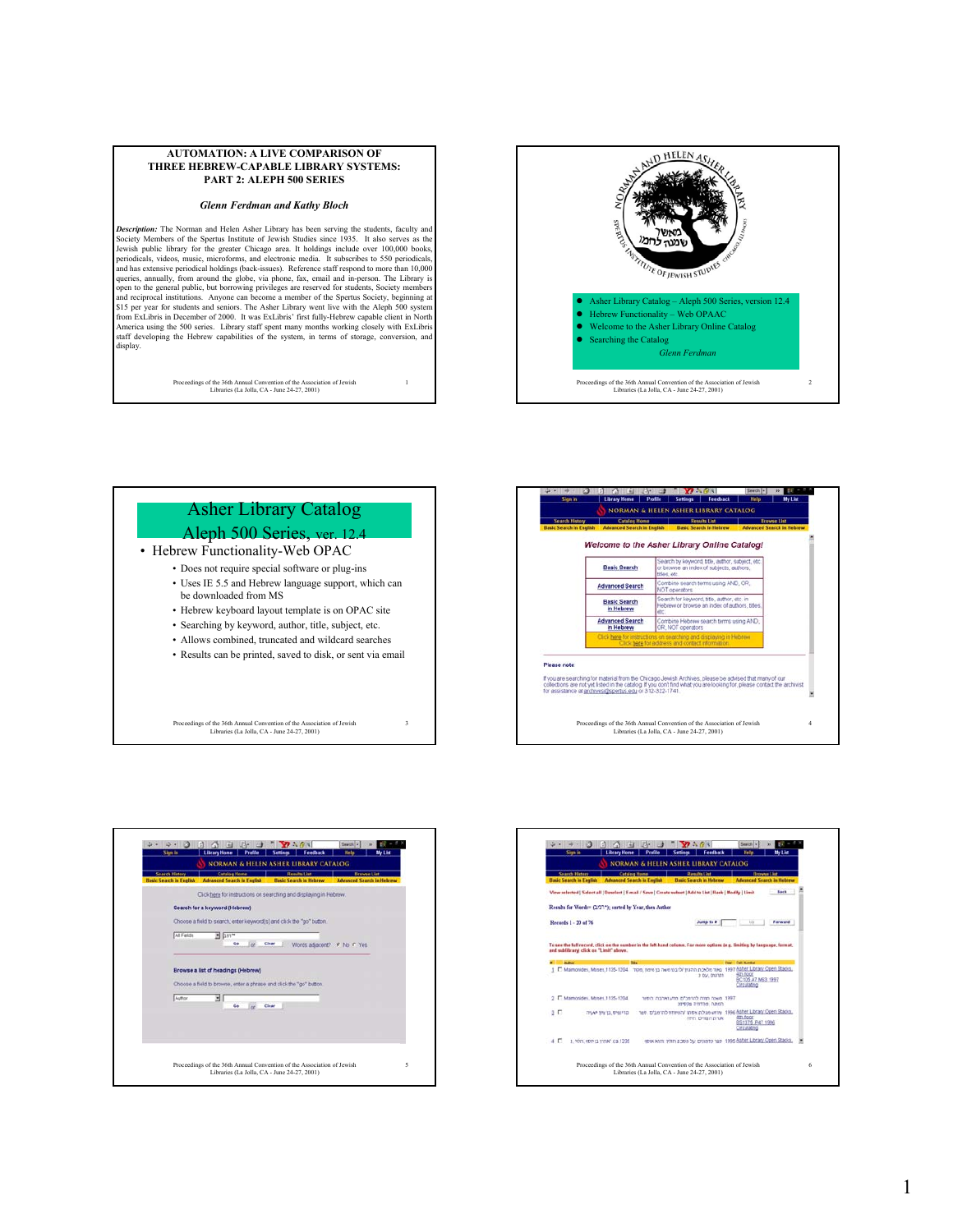## AUTOMATION: A LIVE COMPARISON OF THREE HEBREW-CAPABLE LIBRARY SYSTEMS: PART 2: ALEPH 500 SERIES

***Glenn Ferdman and Kathy Bloch***

***Description:*** The Norman and Helen Asher Library has been serving the students, faculty and Society Members of the Spertus Institute of Jewish Studies since 1935. It also serves as the Jewish public library for the greater Chicago area. It holdings include over 100,000 books, periodicals, videos, music, microforms, and electronic media. It subscribes to 550 periodicals, and has extensive periodical holdings (back-issues). Reference staff respond to more than 10,000 queries, annually, from around the globe, via phone, fax, email and in-person. The Library is open to the general public, but borrowing privileges are reserved for students, Society members and reciprocal institutions. Anyone can become a member of the Spertus Society, beginning at $15 per year for students and seniors. The Asher Library went live with the Aleph 500 system from ExLibris in December of 2000. It was ExLibris' first fully-Hebrew capable client in North America using the 500 series. Library staff spent many months working closely with ExLibris staff developing the Hebrew capabilities of the system, in terms of storage, conversion, and display.

---

- Asher Library Catalog – Aleph 500 Series, version 12.4
- Hebrew Functionality – Web OPAAC
- Welcome to the Asher Library Online Catalog
- Searching the Catalog

*Glenn Ferdman*

---

### Asher Library Catalog
### Aleph 500 Series, ver. 12.4

- Hebrew Functionality-Web OPAC
  - Does not require special software or plug-ins
  - Uses IE 5.5 and Hebrew language support, which can be downloaded from MS
  - Hebrew keyboard layout template is on OPAC site
  - Searching by keyword, author, title, subject, etc.
  - Allows combined, truncated and wildcard searches
  - Results can be printed, saved to disk, or sent via email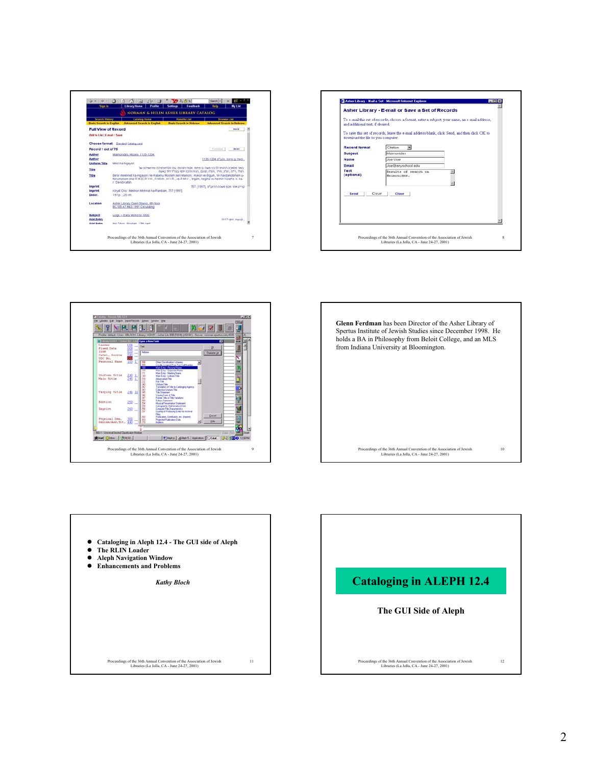**Asher Library - E-mail or Save a Set of Records**

To e-mail this set of records, choose a format, enter a subject, your name, an e-mail address, and additional text, if desired.

To save this set of records, leave the e-mail address blank, click Send, and then click OK to download the file to your computer.

Record format: Citation
Subject: Maimonides
Name: Joe User
Email: Joe@anyschool.edu
Text (optional): Results of search on Maimonides.

Send | Clear | Close

**Glenn Ferdman** has been Director of the Asher Library of Spertus Institute of Jewish Studies since December 1998. He holds a BA in Philosophy from Beloit College, and an MLS from Indiana University at Bloomington.

- **Cataloging in Aleph 12.4 - The GUI side of Aleph**
- **The RLIN Loader**
- **Aleph Navigation Window**
- **Enhancements and Problems**

***Kathy Bloch***

# Cataloging in ALEPH 12.4

## The GUI Side of Aleph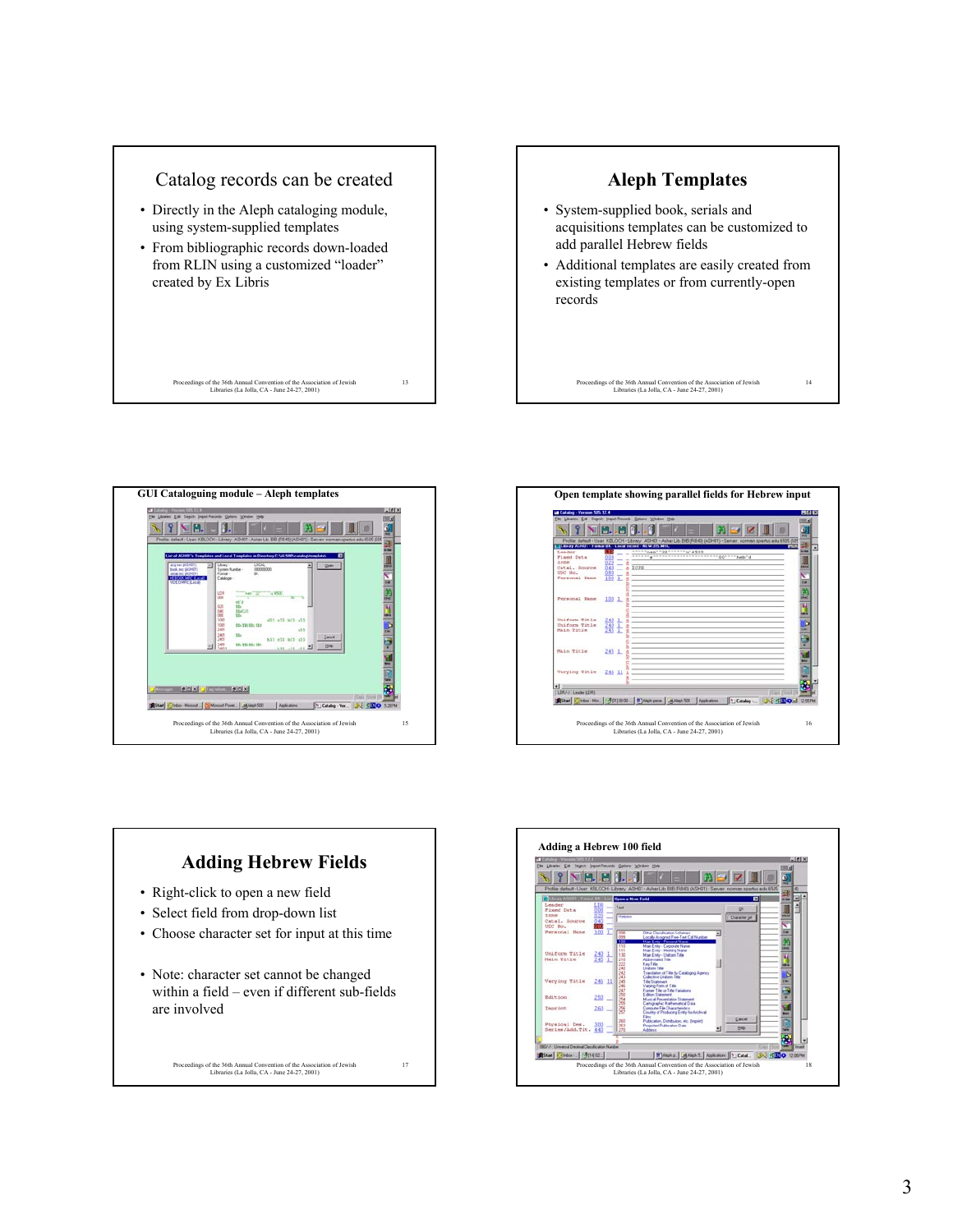## Catalog records can be created

- Directly in the Aleph cataloging module, using system-supplied templates
- From bibliographic records down-loaded from RLIN using a customized "loader" created by Ex Libris

## Aleph Templates

- System-supplied book, serials and acquisitions templates can be customized to add parallel Hebrew fields
- Additional templates are easily created from existing templates or from currently-open records

**GUI Cataloguing module – Aleph templates**

**Open template showing parallel fields for Hebrew input**

## Adding Hebrew Fields

- Right-click to open a new field
- Select field from drop-down list
- Choose character set for input at this time

- Note: character set cannot be changed within a field – even if different sub-fields are involved

**Adding a Hebrew 100 field**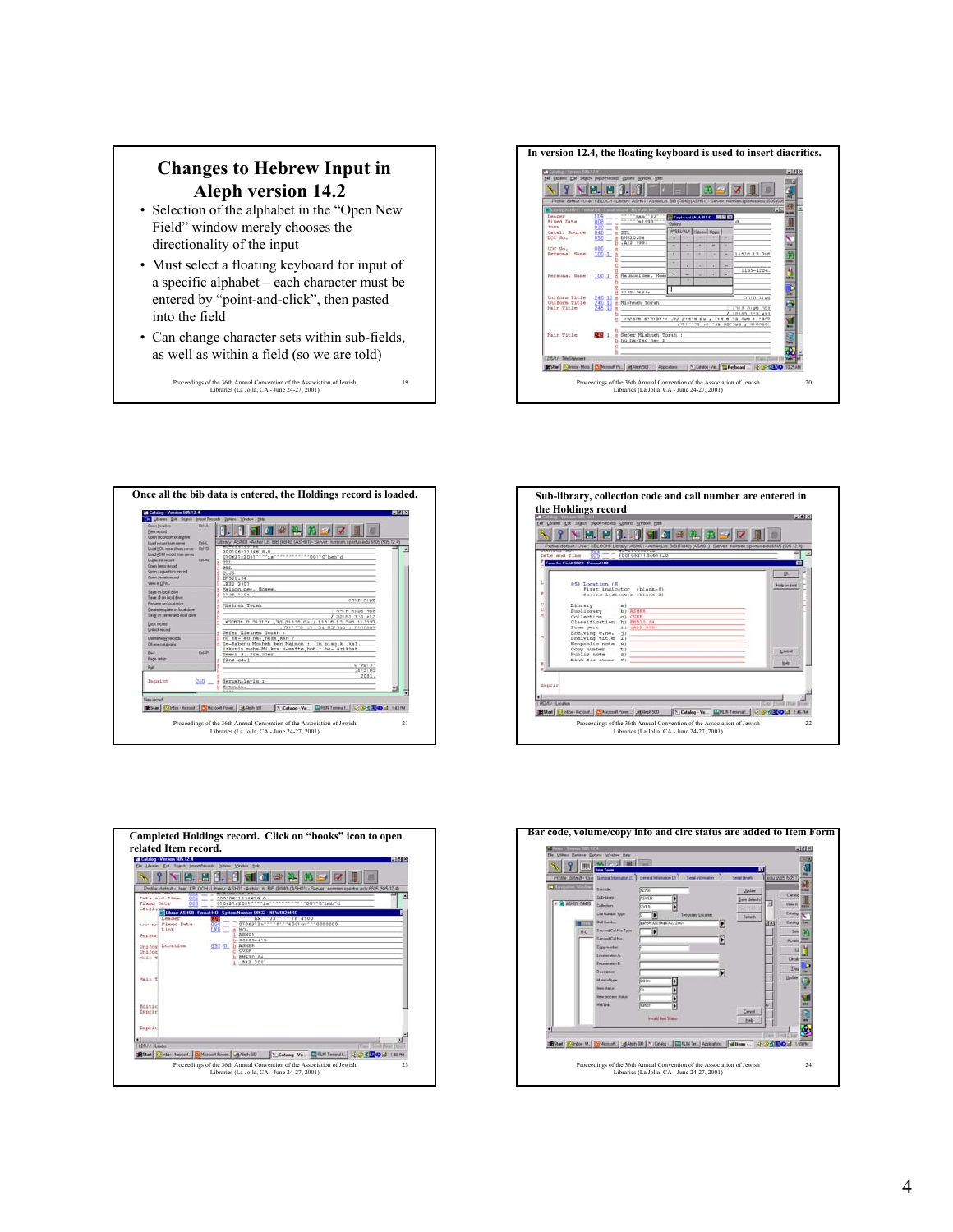# Changes to Hebrew Input in Aleph version 14.2

- Selection of the alphabet in the "Open New Field" window merely chooses the directionality of the input
- Must select a floating keyboard for input of a specific alphabet – each character must be entered by "point-and-click", then pasted into the field
- Can change character sets within sub-fields, as well as within a field (so we are told)

**In version 12.4, the floating keyboard is used to insert diacritics.**

**Once all the bib data is entered, the Holdings record is loaded.**

**Sub-library, collection code and call number are entered in the Holdings record**

**Completed Holdings record. Click on "books" icon to open related Item record.**

**Bar code, volume/copy info and circ status are added to Item Form**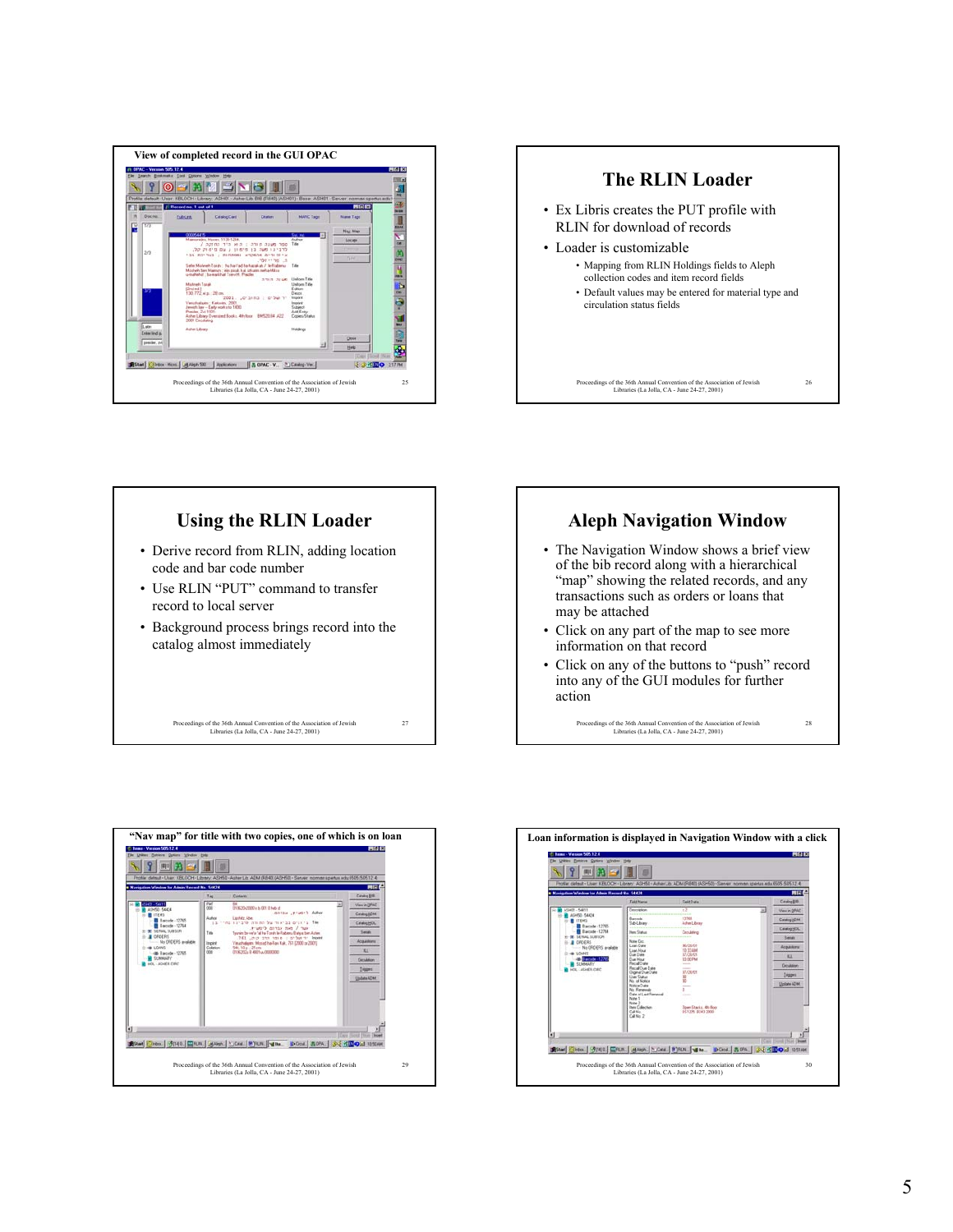## View of completed record in the GUI OPAC

## The RLIN Loader

- Ex Libris creates the PUT profile with RLIN for download of records
- Loader is customizable
  - Mapping from RLIN Holdings fields to Aleph collection codes and item record fields
  - Default values may be entered for material type and circulation status fields

## Using the RLIN Loader

- Derive record from RLIN, adding location code and bar code number
- Use RLIN "PUT" command to transfer record to local server
- Background process brings record into the catalog almost immediately

## Aleph Navigation Window

- The Navigation Window shows a brief view of the bib record along with a hierarchical "map" showing the related records, and any transactions such as orders or loans that may be attached
- Click on any part of the map to see more information on that record
- Click on any of the buttons to "push" record into any of the GUI modules for further action

## "Nav map" for title with two copies, one of which is on loan

## Loan information is displayed in Navigation Window with a click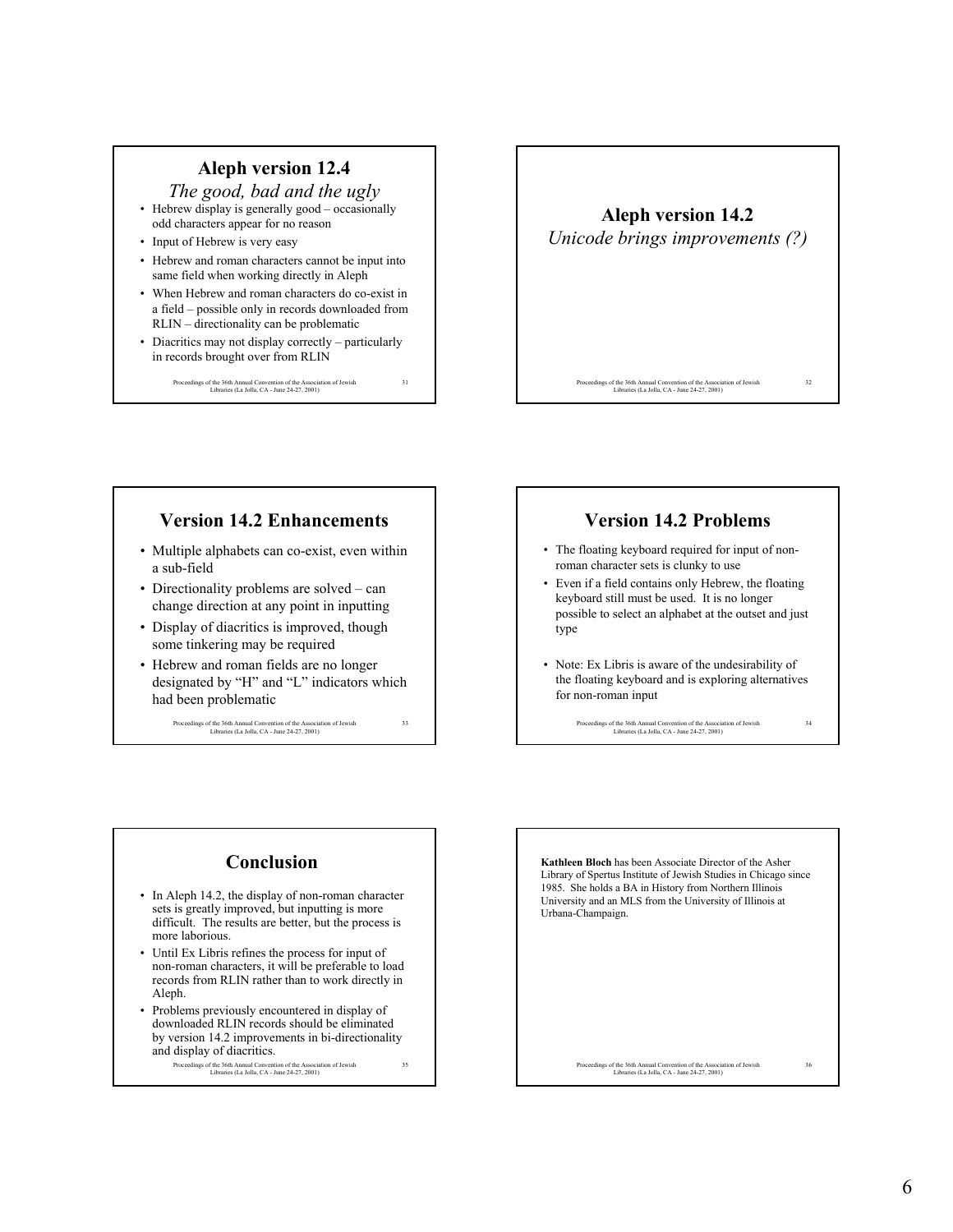## Aleph version 12.4

*The good, bad and the ugly*

- Hebrew display is generally good – occasionally odd characters appear for no reason
- Input of Hebrew is very easy
- Hebrew and roman characters cannot be input into same field when working directly in Aleph
- When Hebrew and roman characters do co-exist in a field – possible only in records downloaded from RLIN – directionality can be problematic
- Diacritics may not display correctly – particularly in records brought over from RLIN

## Aleph version 14.2

*Unicode brings improvements (?)*

## Version 14.2 Enhancements

- Multiple alphabets can co-exist, even within a sub-field
- Directionality problems are solved – can change direction at any point in inputting
- Display of diacritics is improved, though some tinkering may be required
- Hebrew and roman fields are no longer designated by "H" and "L" indicators which had been problematic

## Version 14.2 Problems

- The floating keyboard required for input of non-roman character sets is clunky to use
- Even if a field contains only Hebrew, the floating keyboard still must be used. It is no longer possible to select an alphabet at the outset and just type
- Note: Ex Libris is aware of the undesirability of the floating keyboard and is exploring alternatives for non-roman input

## Conclusion

- In Aleph 14.2, the display of non-roman character sets is greatly improved, but inputting is more difficult. The results are better, but the process is more laborious.
- Until Ex Libris refines the process for input of non-roman characters, it will be preferable to load records from RLIN rather than to work directly in Aleph.
- Problems previously encountered in display of downloaded RLIN records should be eliminated by version 14.2 improvements in bi-directionality and display of diacritics.

**Kathleen Bloch** has been Associate Director of the Asher Library of Spertus Institute of Jewish Studies in Chicago since 1985. She holds a BA in History from Northern Illinois University and an MLS from the University of Illinois at Urbana-Champaign.